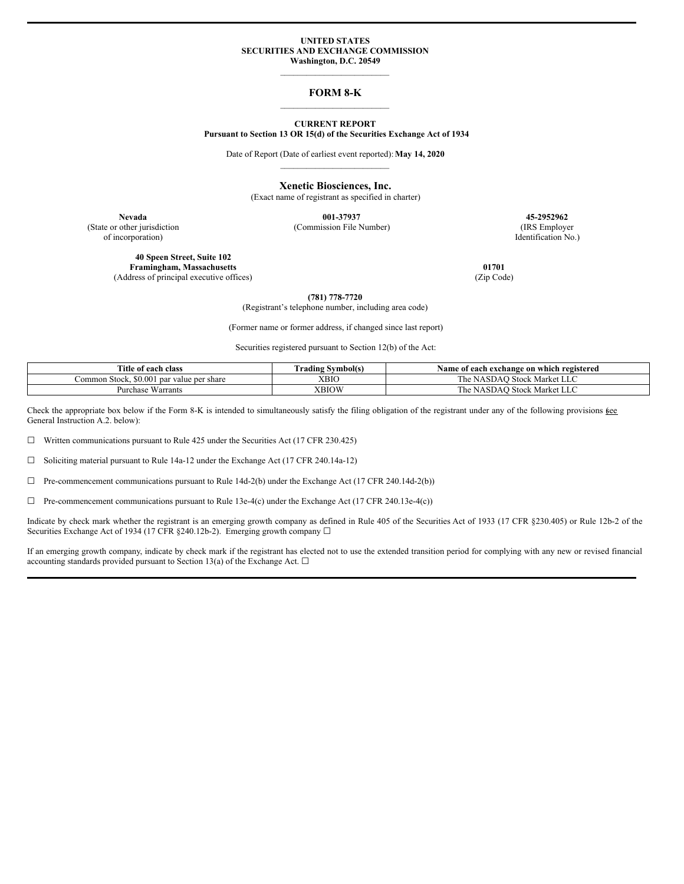**UNITED STATES**
**SECURITIES AND EXCHANGE COMMISSION**
**Washington, D.C. 20549**

---

# FORM 8-K

---

**CURRENT REPORT**
**Pursuant to Section 13 OR 15(d) of the Securities Exchange Act of 1934**

Date of Report (Date of earliest event reported): **May 14, 2020**

---

**Xenetic Biosciences, Inc.**
(Exact name of registrant as specified in charter)

| **Nevada** | **001-37937** | **45-2952962** |
|---|---|---|
| (State or other jurisdiction of incorporation) | (Commission File Number) | (IRS Employer Identification No.) |

| **40 Speen Street, Suite 102** **Framingham, Massachusetts** | **01701** |
|---|---|
| (Address of principal executive offices) | (Zip Code) |

**(781) 778-7720**
(Registrant's telephone number, including area code)

(Former name or former address, if changed since last report)

Securities registered pursuant to Section 12(b) of the Act:

| Title of each class | Trading Symbol(s) | Name of each exchange on which registered |
|---|---|---|
| Common Stock, $0.001 par value per share | XBIO | The NASDAQ Stock Market LLC |
| Purchase Warrants | XBIOW | The NASDAQ Stock Market LLC |

Check the appropriate box below if the Form 8-K is intended to simultaneously satisfy the filing obligation of the registrant under any of the following provisions (see General Instruction A.2. below):

☐ Written communications pursuant to Rule 425 under the Securities Act (17 CFR 230.425)

☐ Soliciting material pursuant to Rule 14a-12 under the Exchange Act (17 CFR 240.14a-12)

☐ Pre-commencement communications pursuant to Rule 14d-2(b) under the Exchange Act (17 CFR 240.14d-2(b))

☐ Pre-commencement communications pursuant to Rule 13e-4(c) under the Exchange Act (17 CFR 240.13e-4(c))

Indicate by check mark whether the registrant is an emerging growth company as defined in Rule 405 of the Securities Act of 1933 (17 CFR §230.405) or Rule 12b-2 of the Securities Exchange Act of 1934 (17 CFR §240.12b-2). Emerging growth company ☐

If an emerging growth company, indicate by check mark if the registrant has elected not to use the extended transition period for complying with any new or revised financial accounting standards provided pursuant to Section 13(a) of the Exchange Act. ☐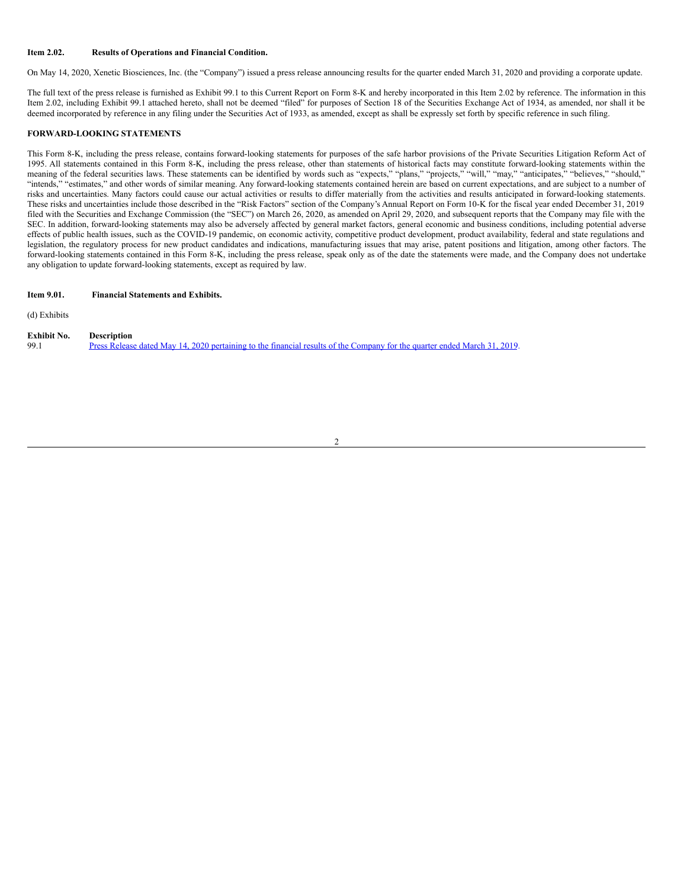**Item 2.02. Results of Operations and Financial Condition.**

On May 14, 2020, Xenetic Biosciences, Inc. (the "Company") issued a press release announcing results for the quarter ended March 31, 2020 and providing a corporate update.

The full text of the press release is furnished as Exhibit 99.1 to this Current Report on Form 8-K and hereby incorporated in this Item 2.02 by reference. The information in this Item 2.02, including Exhibit 99.1 attached hereto, shall not be deemed "filed" for purposes of Section 18 of the Securities Exchange Act of 1934, as amended, nor shall it be deemed incorporated by reference in any filing under the Securities Act of 1933, as amended, except as shall be expressly set forth by specific reference in such filing.

**FORWARD-LOOKING STATEMENTS**

This Form 8-K, including the press release, contains forward-looking statements for purposes of the safe harbor provisions of the Private Securities Litigation Reform Act of 1995. All statements contained in this Form 8-K, including the press release, other than statements of historical facts may constitute forward-looking statements within the meaning of the federal securities laws. These statements can be identified by words such as "expects," "plans," "projects," "will," "may," "anticipates," "believes," "should," "intends," "estimates," and other words of similar meaning. Any forward-looking statements contained herein are based on current expectations, and are subject to a number of risks and uncertainties. Many factors could cause our actual activities or results to differ materially from the activities and results anticipated in forward-looking statements. These risks and uncertainties include those described in the "Risk Factors" section of the Company's Annual Report on Form 10-K for the fiscal year ended December 31, 2019 filed with the Securities and Exchange Commission (the "SEC") on March 26, 2020, as amended on April 29, 2020, and subsequent reports that the Company may file with the SEC. In addition, forward-looking statements may also be adversely affected by general market factors, general economic and business conditions, including potential adverse effects of public health issues, such as the COVID-19 pandemic, on economic activity, competitive product development, product availability, federal and state regulations and legislation, the regulatory process for new product candidates and indications, manufacturing issues that may arise, patent positions and litigation, among other factors. The forward-looking statements contained in this Form 8-K, including the press release, speak only as of the date the statements were made, and the Company does not undertake any obligation to update forward-looking statements, except as required by law.

**Item 9.01. Financial Statements and Exhibits.**

(d) Exhibits

| Exhibit No. | Description |
|---|---|
| 99.1 | Press Release dated May 14, 2020 pertaining to the financial results of the Company for the quarter ended March 31, 2019. |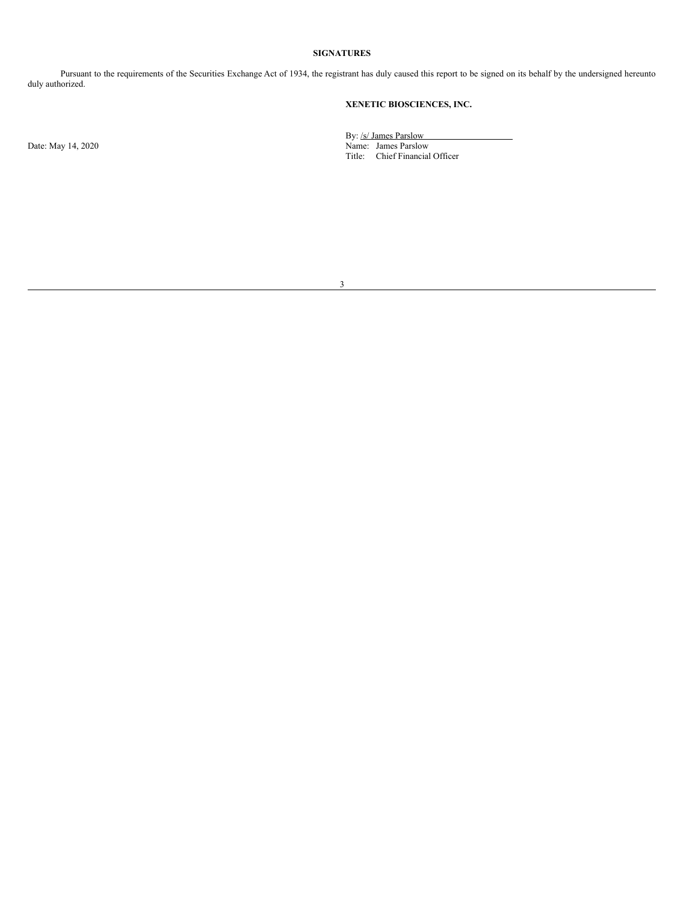**SIGNATURES**

Pursuant to the requirements of the Securities Exchange Act of 1934, the registrant has duly caused this report to be signed on its behalf by the undersigned hereunto duly authorized.

**XENETIC BIOSCIENCES, INC.**

Date: May 14, 2020

By: /s/ James Parslow
Name: James Parslow
Title: Chief Financial Officer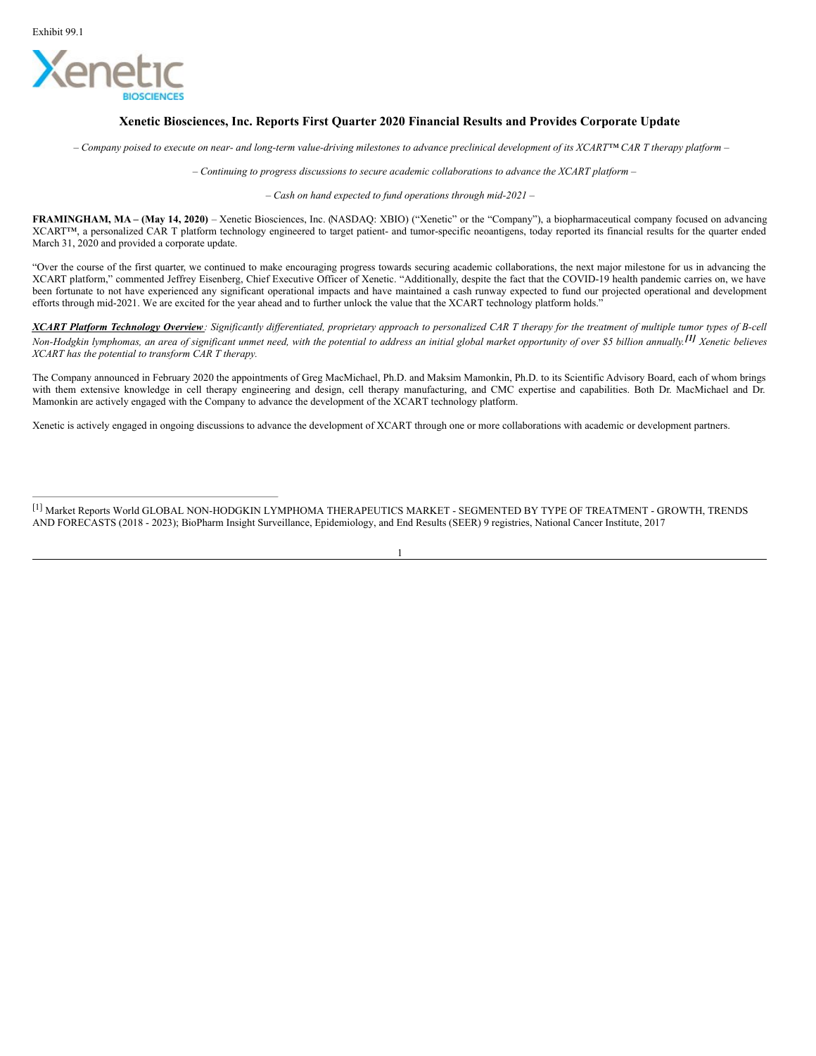Exhibit 99.1

# Xenetic Biosciences, Inc. Reports First Quarter 2020 Financial Results and Provides Corporate Update

*– Company poised to execute on near- and long-term value-driving milestones to advance preclinical development of its XCART™ CAR T therapy platform –*

*– Continuing to progress discussions to secure academic collaborations to advance the XCART platform –*

*– Cash on hand expected to fund operations through mid-2021 –*

**FRAMINGHAM, MA – (May 14, 2020)** – Xenetic Biosciences, Inc. (NASDAQ: XBIO) ("Xenetic" or the "Company"), a biopharmaceutical company focused on advancing XCART™, a personalized CAR T platform technology engineered to target patient- and tumor-specific neoantigens, today reported its financial results for the quarter ended March 31, 2020 and provided a corporate update.

"Over the course of the first quarter, we continued to make encouraging progress towards securing academic collaborations, the next major milestone for us in advancing the XCART platform," commented Jeffrey Eisenberg, Chief Executive Officer of Xenetic. "Additionally, despite the fact that the COVID-19 health pandemic carries on, we have been fortunate to not have experienced any significant operational impacts and have maintained a cash runway expected to fund our projected operational and development efforts through mid-2021. We are excited for the year ahead and to further unlock the value that the XCART technology platform holds."

***XCART Platform Technology Overview****: Significantly differentiated, proprietary approach to personalized CAR T therapy for the treatment of multiple tumor types of B-cell Non-Hodgkin lymphomas, an area of significant unmet need, with the potential to address an initial global market opportunity of over $5 billion annually.*[1] *Xenetic believes XCART has the potential to transform CAR T therapy.*

The Company announced in February 2020 the appointments of Greg MacMichael, Ph.D. and Maksim Mamonkin, Ph.D. to its Scientific Advisory Board, each of whom brings with them extensive knowledge in cell therapy engineering and design, cell therapy manufacturing, and CMC expertise and capabilities. Both Dr. MacMichael and Dr. Mamonkin are actively engaged with the Company to advance the development of the XCART technology platform.

Xenetic is actively engaged in ongoing discussions to advance the development of XCART through one or more collaborations with academic or development partners.

---

[1] Market Reports World GLOBAL NON-HODGKIN LYMPHOMA THERAPEUTICS MARKET - SEGMENTED BY TYPE OF TREATMENT - GROWTH, TRENDS AND FORECASTS (2018 - 2023); BioPharm Insight Surveillance, Epidemiology, and End Results (SEER) 9 registries, National Cancer Institute, 2017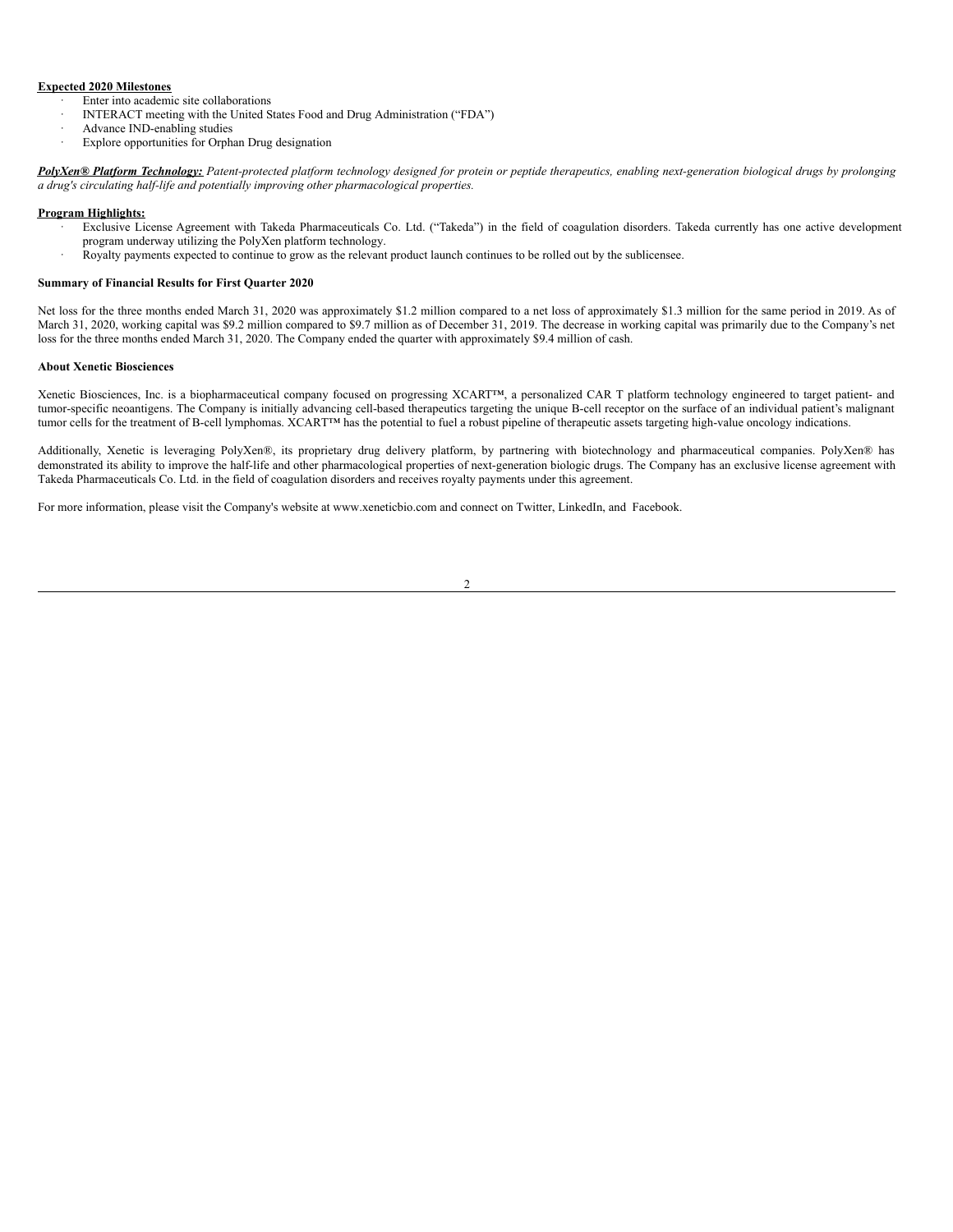**Expected 2020 Milestones**

- Enter into academic site collaborations
- INTERACT meeting with the United States Food and Drug Administration ("FDA")
- Advance IND-enabling studies
- Explore opportunities for Orphan Drug designation

***PolyXen® Platform Technology:*** *Patent-protected platform technology designed for protein or peptide therapeutics, enabling next-generation biological drugs by prolonging a drug's circulating half-life and potentially improving other pharmacological properties.*

**Program Highlights:**

- Exclusive License Agreement with Takeda Pharmaceuticals Co. Ltd. ("Takeda") in the field of coagulation disorders. Takeda currently has one active development program underway utilizing the PolyXen platform technology.
- Royalty payments expected to continue to grow as the relevant product launch continues to be rolled out by the sublicensee.

**Summary of Financial Results for First Quarter 2020**

Net loss for the three months ended March 31, 2020 was approximately $1.2 million compared to a net loss of approximately $1.3 million for the same period in 2019. As of March 31, 2020, working capital was $9.2 million compared to $9.7 million as of December 31, 2019. The decrease in working capital was primarily due to the Company's net loss for the three months ended March 31, 2020. The Company ended the quarter with approximately $9.4 million of cash.

**About Xenetic Biosciences**

Xenetic Biosciences, Inc. is a biopharmaceutical company focused on progressing XCART™, a personalized CAR T platform technology engineered to target patient- and tumor-specific neoantigens. The Company is initially advancing cell-based therapeutics targeting the unique B-cell receptor on the surface of an individual patient's malignant tumor cells for the treatment of B-cell lymphomas. XCART™ has the potential to fuel a robust pipeline of therapeutic assets targeting high-value oncology indications.

Additionally, Xenetic is leveraging PolyXen®, its proprietary drug delivery platform, by partnering with biotechnology and pharmaceutical companies. PolyXen® has demonstrated its ability to improve the half-life and other pharmacological properties of next-generation biologic drugs. The Company has an exclusive license agreement with Takeda Pharmaceuticals Co. Ltd. in the field of coagulation disorders and receives royalty payments under this agreement.

For more information, please visit the Company's website at www.xeneticbio.com and connect on Twitter, LinkedIn, and Facebook.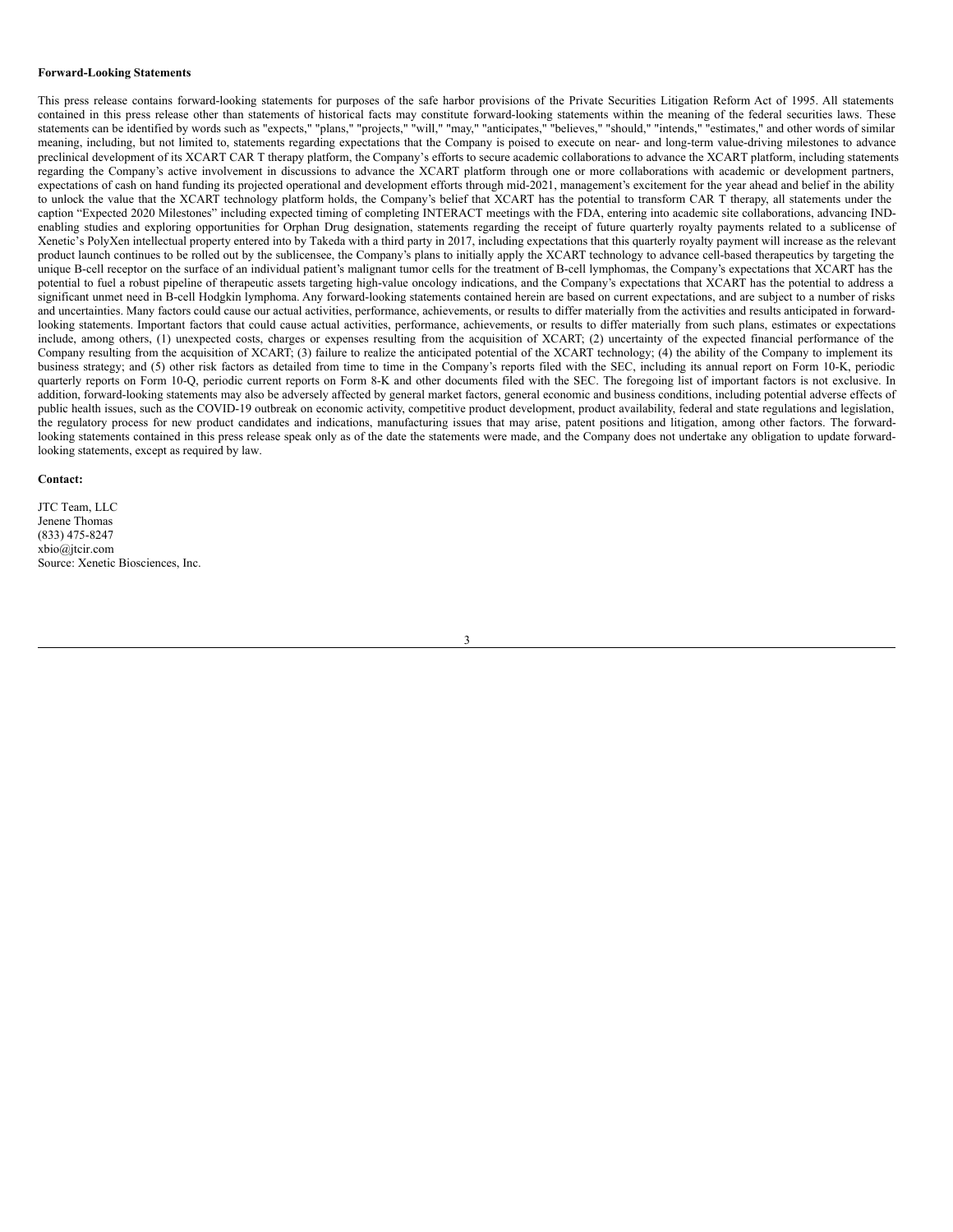**Forward-Looking Statements**

This press release contains forward-looking statements for purposes of the safe harbor provisions of the Private Securities Litigation Reform Act of 1995. All statements contained in this press release other than statements of historical facts may constitute forward-looking statements within the meaning of the federal securities laws. These statements can be identified by words such as "expects," "plans," "projects," "will," "may," "anticipates," "believes," "should," "intends," "estimates," and other words of similar meaning, including, but not limited to, statements regarding expectations that the Company is poised to execute on near- and long-term value-driving milestones to advance preclinical development of its XCART CAR T therapy platform, the Company's efforts to secure academic collaborations to advance the XCART platform, including statements regarding the Company's active involvement in discussions to advance the XCART platform through one or more collaborations with academic or development partners, expectations of cash on hand funding its projected operational and development efforts through mid-2021, management's excitement for the year ahead and belief in the ability to unlock the value that the XCART technology platform holds, the Company's belief that XCART has the potential to transform CAR T therapy, all statements under the caption "Expected 2020 Milestones" including expected timing of completing INTERACT meetings with the FDA, entering into academic site collaborations, advancing IND-enabling studies and exploring opportunities for Orphan Drug designation, statements regarding the receipt of future quarterly royalty payments related to a sublicense of Xenetic's PolyXen intellectual property entered into by Takeda with a third party in 2017, including expectations that this quarterly royalty payment will increase as the relevant product launch continues to be rolled out by the sublicensee, the Company's plans to initially apply the XCART technology to advance cell-based therapeutics by targeting the unique B-cell receptor on the surface of an individual patient's malignant tumor cells for the treatment of B-cell lymphomas, the Company's expectations that XCART has the potential to fuel a robust pipeline of therapeutic assets targeting high-value oncology indications, and the Company's expectations that XCART has the potential to address a significant unmet need in B-cell Hodgkin lymphoma. Any forward-looking statements contained herein are based on current expectations, and are subject to a number of risks and uncertainties. Many factors could cause our actual activities, performance, achievements, or results to differ materially from the activities and results anticipated in forward-looking statements. Important factors that could cause actual activities, performance, achievements, or results to differ materially from such plans, estimates or expectations include, among others, (1) unexpected costs, charges or expenses resulting from the acquisition of XCART; (2) uncertainty of the expected financial performance of the Company resulting from the acquisition of XCART; (3) failure to realize the anticipated potential of the XCART technology; (4) the ability of the Company to implement its business strategy; and (5) other risk factors as detailed from time to time in the Company's reports filed with the SEC, including its annual report on Form 10-K, periodic quarterly reports on Form 10-Q, periodic current reports on Form 8-K and other documents filed with the SEC. The foregoing list of important factors is not exclusive. In addition, forward-looking statements may also be adversely affected by general market factors, general economic and business conditions, including potential adverse effects of public health issues, such as the COVID-19 outbreak on economic activity, competitive product development, product availability, federal and state regulations and legislation, the regulatory process for new product candidates and indications, manufacturing issues that may arise, patent positions and litigation, among other factors. The forward-looking statements contained in this press release speak only as of the date the statements were made, and the Company does not undertake any obligation to update forward-looking statements, except as required by law.

**Contact:**

JTC Team, LLC
Jenene Thomas
(833) 475-8247
xbio@jtcir.com
Source: Xenetic Biosciences, Inc.